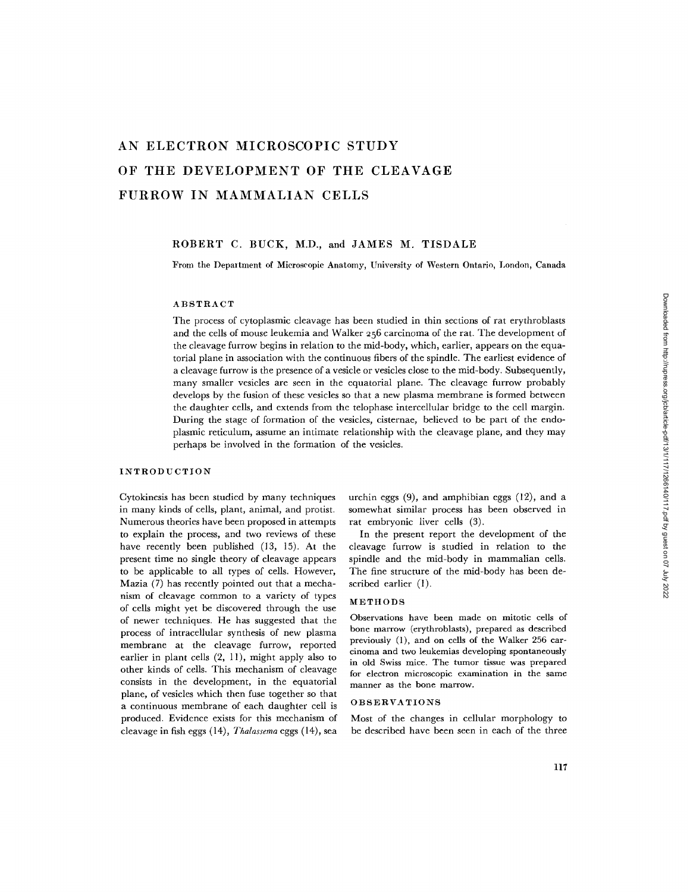# AN ELECTRON MICROSCOPIC STUDY OF THE DEVELOPMENT OF THE CLEAVAGE FURROW IN MAMMALIAN CELLS

ROBERT C. BUCK, M.D., and JAMES M. TISDALE

From the Department of Microscopic Anatomy, University of Western Ontario, London, Canada

## ABSTRACT

The process of cytoplasmic cleavage has been studied in thin sections of rat erythroblasts and the cells of mouse leukemia and Walker 256 carcinoma of the rat. The development of the cleavage furrow begins in relation to the mid-body, which, earlier, appears on the equatorial plane in association with the continuous fibers of the spindle. The earliest evidence of a cleavage furrow is the presence of a vesicle or vesicles close to the mid-body. Subsequently, many smaller vesicles are seen in the equatorial plane. The cleavage furrow probably develops by the fusion of these vesicles so that a new plasma membrane is formed between the daughter cells, and extends from the telophase intercellular bridge to the cell margin. During the stage of formation of the vesicles, cisternae, believed to be part of the endoplasmic reticulum, assume an intimate relationship with the cleavage plane, and they may perhaps be involved in the formation of the vesicles.

## INTRODUCTION

Cytokinesis has been studied by many techniques in many kinds of cells, plant, animal, and protist. Numerous theories have been proposed in attempts to explain the process, and two reviews of these have recently been published (13, 15). At the present time no single theory of cleavage appears to be applicable to all types of cells. However, Mazia (7) has recently pointed out that a mechanism of cleavage common to a variety of types of cells might yet be discovered through the use of newer techniques. He has suggested that the process of intracellular synthesis of new plasma membrane at the cleavage furrow, reported earlier in plant cells (2, 11), might apply also to other kinds of cells. This mechanism of cleavage consists in the development, in the equatorial plane, of vesicles which then fuse together so that a continuous membrane of each daughter cell is produced. Evidence exists for this mechanism of cleavage in fish eggs (14), *Thalassema* eggs (14), sea urchin eggs (9), and amphibian eggs (12), and a somewhat similar process has been observed in rat embryonic liver cells (3).

In the present report the development of the cleavage furrow is studied in relation to the spindle and the mid-body in mammalian cells. The fine structure of the mid-body has been described earlier (1).

## METHODS

Observations have been made on mitotic cells of bone marrow (erythroblasts), prepared as described previously (1), and on cells of the Walker 256 carcinoma and two leukemias developing spontaneously in old Swiss mice. The tumor tissue was prepared for electron microscopic examination in the same manner as the bone marrow.

## OBSERVATIONS

Most of the changes in cellular morphology to be described have been seen in each of the three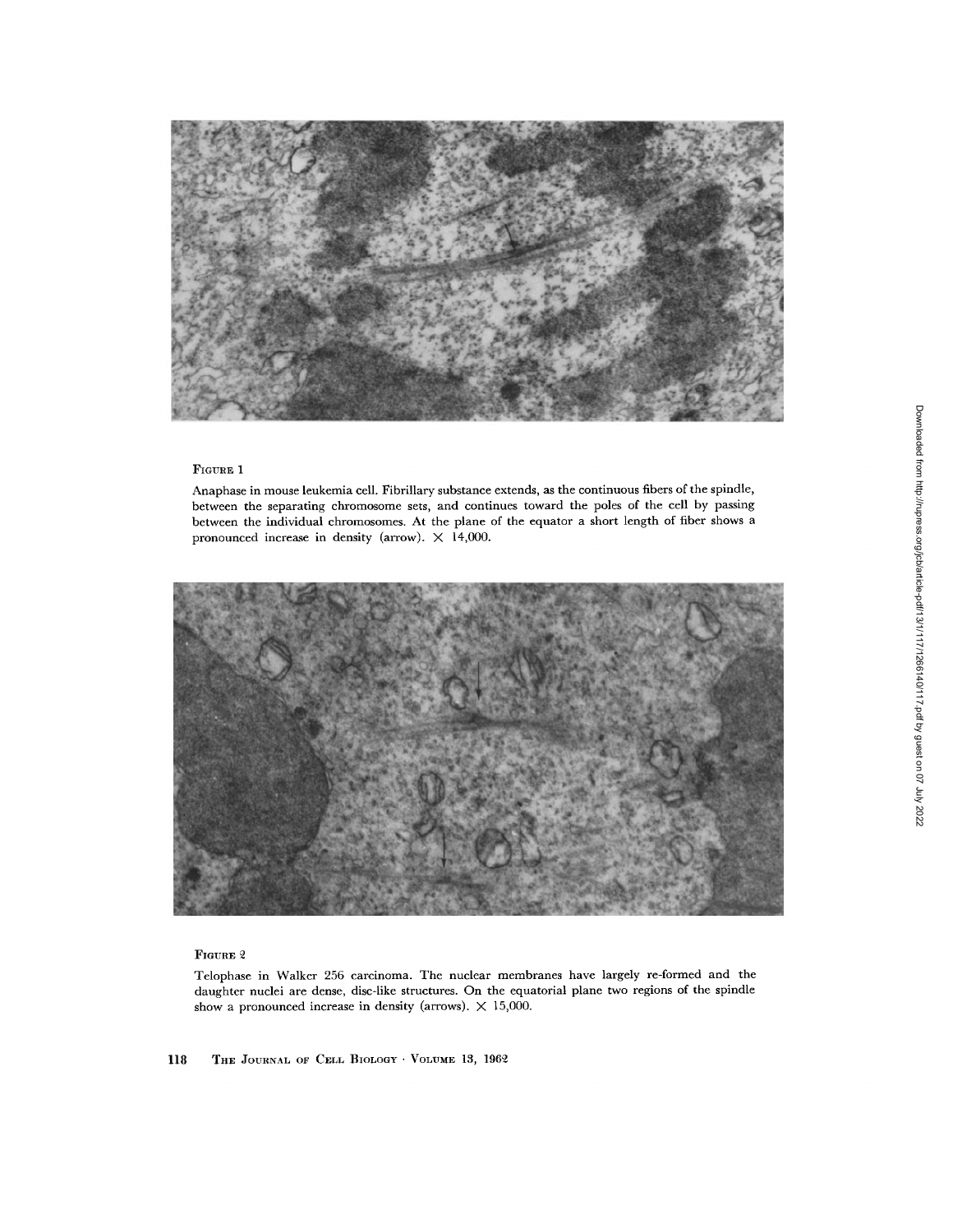FIGURE 1

Anaphase in mouse leukemia cell. Fibrillary substance extends, as the continuous fibers of the spindle, between the separating chromosome sets, and continues toward the poles of the cell by passing between the individual chromosomes. At the plane of the equator a short length of fiber shows a pronounced increase in density (arrow). × 14,000.

FIGURE 2

Telophase in Walker 256 carcinoma. The nuclear membranes have largely re-formed and the daughter nuclei are dense, disc-like structures. On the equatorial plane two regions of the spindle show a pronounced increase in density (arrows). × 15,000.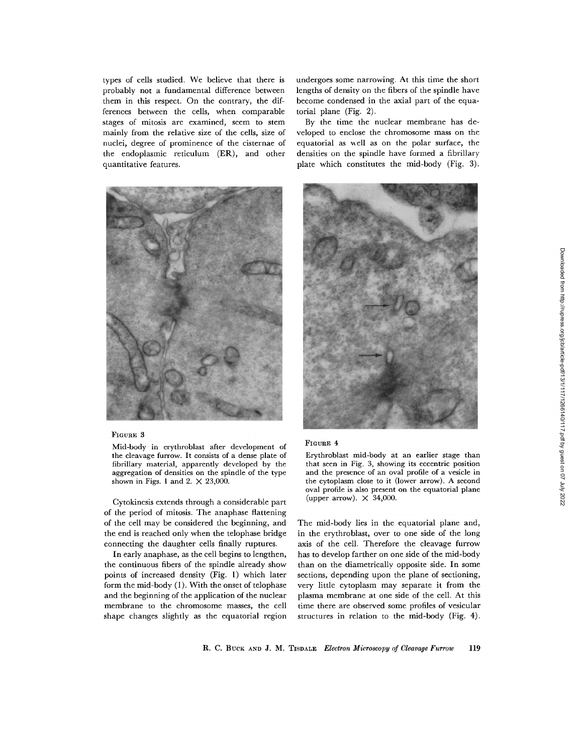types of cells studied. We believe that there is probably not a fundamental difference between them in this respect. On the contrary, the differences between the cells, when comparable stages of mitosis are examined, seem to stem mainly from the relative size of the cells, size of nuclei, degree of prominence of the cisternae of the endoplasmic reticulum (ER), and other quantitative features.

undergoes some narrowing. At this time the short lengths of density on the fibers of the spindle have become condensed in the axial part of the equatorial plane (Fig. 2).

By the time the nuclear membrane has developed to enclose the chromosome mass on the equatorial as well as on the polar surface, the densities on the spindle have formed a fibrillary plate which constitutes the mid-body (Fig. 3).

FIGURE 3

Mid-body in erythroblast after development of the cleavage furrow. It consists of a dense plate of fibrillary material, apparently developed by the aggregation of densities on the spindle of the type shown in Figs. 1 and 2. × 23,000.

FIGURE 4

Erythroblast mid-body at an earlier stage than that seen in Fig. 3, showing its eccentric position and the presence of an oval profile of a vesicle in the cytoplasm close to it (lower arrow). A second oval profile is also present on the equatorial plane (upper arrow). × 34,000.

Cytokinesis extends through a considerable part of the period of mitosis. The anaphase flattening of the cell may be considered the beginning, and the end is reached only when the telophase bridge connecting the daughter cells finally ruptures.

In early anaphase, as the cell begins to lengthen, the continuous fibers of the spindle already show points of increased density (Fig. 1) which later form the mid-body (1). With the onset of telophase and the beginning of the application of the nuclear membrane to the chromosome masses, the cell shape changes slightly as the equatorial region

The mid-body lies in the equatorial plane and, in the erythroblast, over to one side of the long axis of the cell. Therefore the cleavage furrow has to develop farther on one side of the mid-body than on the diametrically opposite side. In some sections, depending upon the plane of sectioning, very little cytoplasm may separate it from the plasma membrane at one side of the cell. At this time there are observed some profiles of vesicular structures in relation to the mid-body (Fig. 4).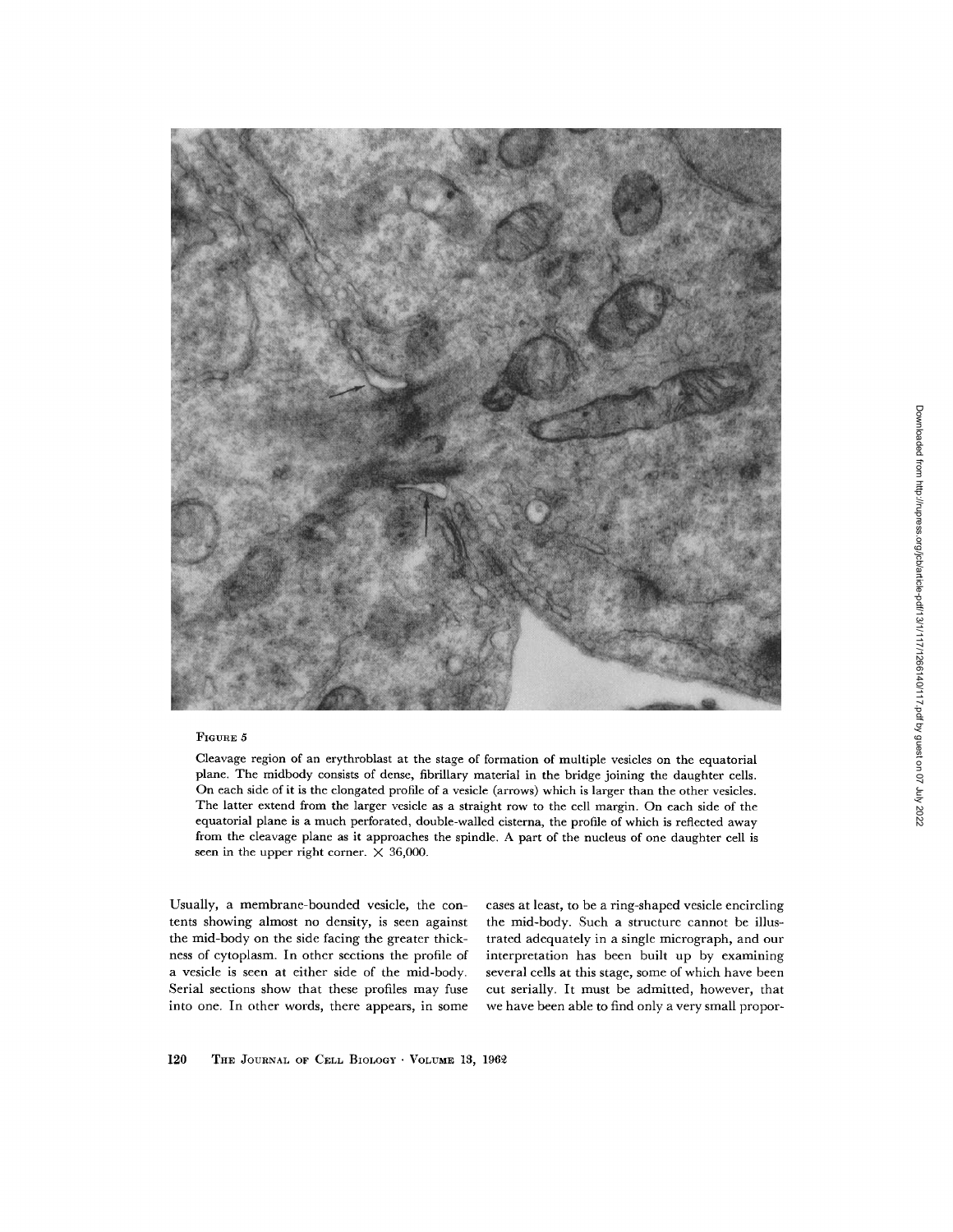FIGURE 5

Cleavage region of an erythroblast at the stage of formation of multiple vesicles on the equatorial plane. The midbody consists of dense, fibrillary material in the bridge joining the daughter cells. On each side of it is the elongated profile of a vesicle (arrows) which is larger than the other vesicles. The latter extend from the larger vesicle as a straight row to the cell margin. On each side of the equatorial plane is a much perforated, double-walled cisterna, the profile of which is reflected away from the cleavage plane as it approaches the spindle. A part of the nucleus of one daughter cell is seen in the upper right corner. × 36,000.

Usually, a membrane-bounded vesicle, the contents showing almost no density, is seen against the mid-body on the side facing the greater thickness of cytoplasm. In other sections the profile of a vesicle is seen at either side of the mid-body. Serial sections show that these profiles may fuse into one. In other words, there appears, in some cases at least, to be a ring-shaped vesicle encircling the mid-body. Such a structure cannot be illustrated adequately in a single micrograph, and our interpretation has been built up by examining several cells at this stage, some of which have been cut serially. It must be admitted, however, that we have been able to find only a very small propor-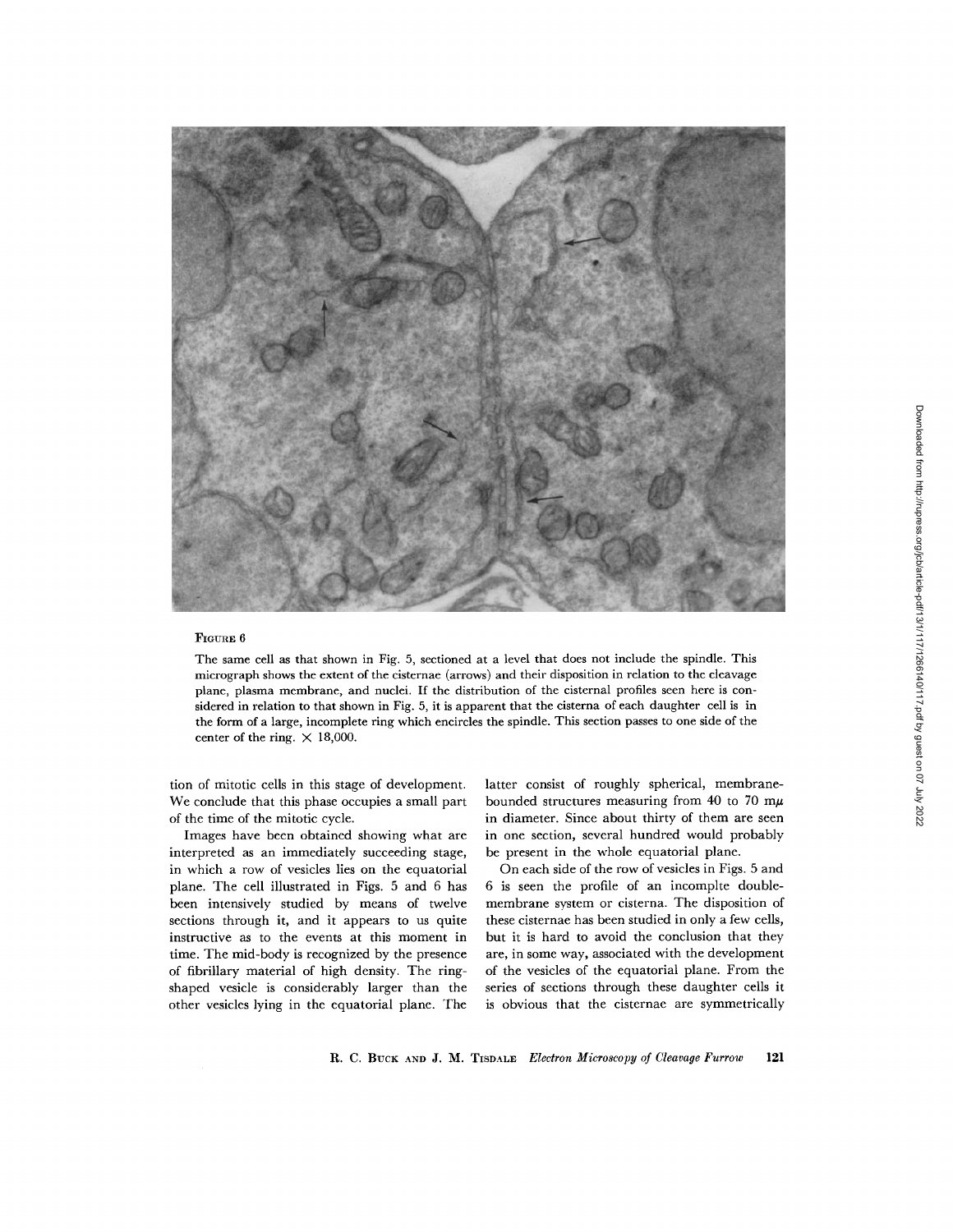FIGURE 6

The same cell as that shown in Fig. 5, sectioned at a level that does not include the spindle. This micrograph shows the extent of the cisternae (arrows) and their disposition in relation to the cleavage plane, plasma membrane, and nuclei. If the distribution of the cisternal profiles seen here is considered in relation to that shown in Fig. 5, it is apparent that the cisterna of each daughter cell is in the form of a large, incomplete ring which encircles the spindle. This section passes to one side of the center of the ring. × 18,000.

tion of mitotic cells in this stage of development. We conclude that this phase occupies a small part of the time of the mitotic cycle.

Images have been obtained showing what are interpreted as an immediately succeeding stage, in which a row of vesicles lies on the equatorial plane. The cell illustrated in Figs. 5 and 6 has been intensively studied by means of twelve sections through it, and it appears to us quite instructive as to the events at this moment in time. The mid-body is recognized by the presence of fibrillary material of high density. The ring-shaped vesicle is considerably larger than the other vesicles lying in the equatorial plane. The latter consist of roughly spherical, membrane-bounded structures measuring from 40 to 70 mμ in diameter. Since about thirty of them are seen in one section, several hundred would probably be present in the whole equatorial plane.

On each side of the row of vesicles in Figs. 5 and 6 is seen the profile of an incomplte double-membrane system or cisterna. The disposition of these cisternae has been studied in only a few cells, but it is hard to avoid the conclusion that they are, in some way, associated with the development of the vesicles of the equatorial plane. From the series of sections through these daughter cells it is obvious that the cisternae are symmetrically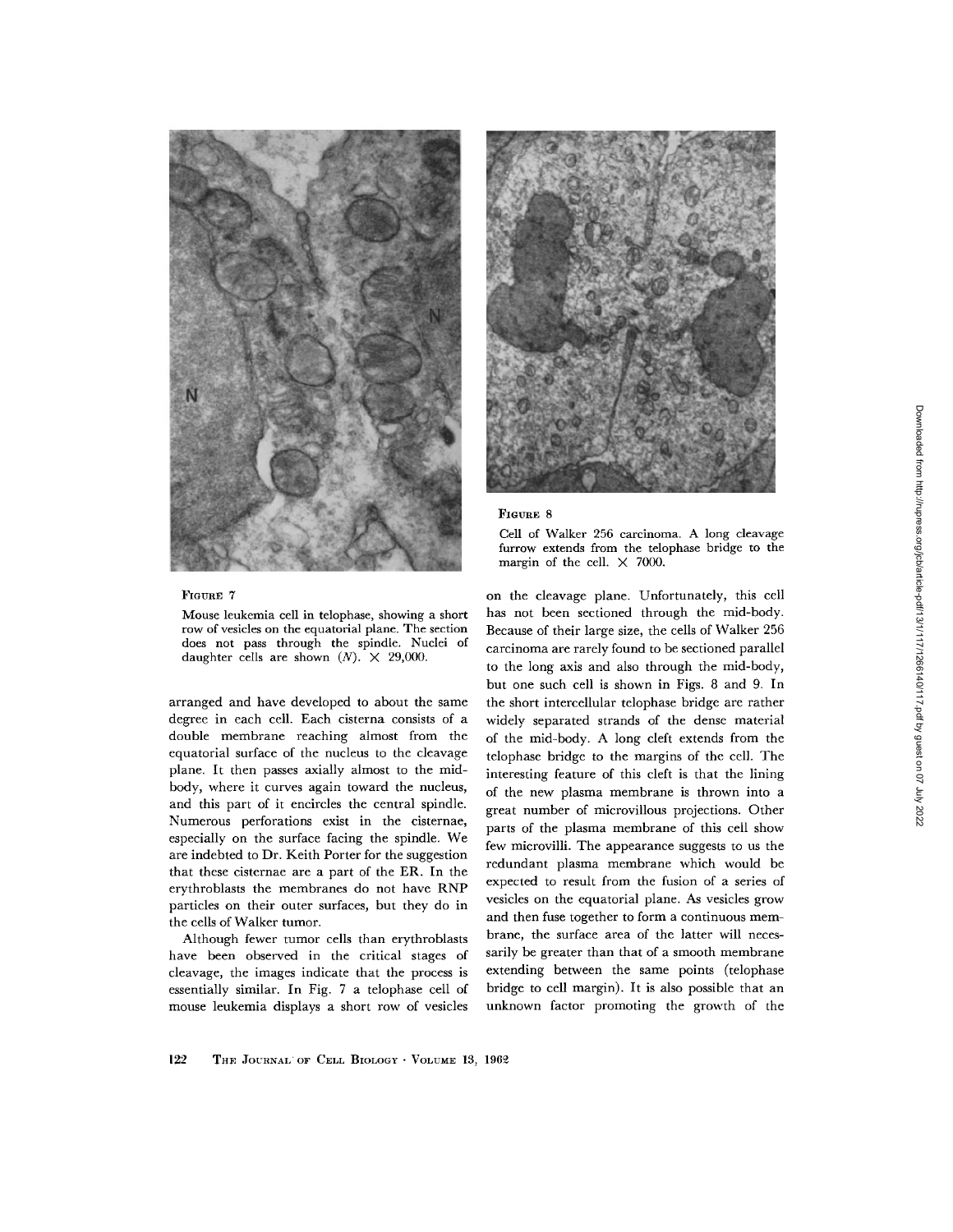FIGURE 7

Mouse leukemia cell in telophase, showing a short row of vesicles on the equatorial plane. The section does not pass through the spindle. Nuclei of daughter cells are shown (*N*). × 29,000.

FIGURE 8

Cell of Walker 256 carcinoma. A long cleavage furrow extends from the telophase bridge to the margin of the cell. × 7000.

arranged and have developed to about the same degree in each cell. Each cisterna consists of a double membrane reaching almost from the equatorial surface of the nucleus to the cleavage plane. It then passes axially almost to the mid-body, where it curves again toward the nucleus, and this part of it encircles the central spindle. Numerous perforations exist in the cisternae, especially on the surface facing the spindle. We are indebted to Dr. Keith Porter for the suggestion that these cisternae are a part of the ER. In the erythroblasts the membranes do not have RNP particles on their outer surfaces, but they do in the cells of Walker tumor.

Although fewer tumor cells than erythroblasts have been observed in the critical stages of cleavage, the images indicate that the process is essentially similar. In Fig. 7 a telophase cell of mouse leukemia displays a short row of vesicles on the cleavage plane. Unfortunately, this cell has not been sectioned through the mid-body. Because of their large size, the cells of Walker 256 carcinoma are rarely found to be sectioned parallel to the long axis and also through the mid-body, but one such cell is shown in Figs. 8 and 9. In the short intercellular telophase bridge are rather widely separated strands of the dense material of the mid-body. A long cleft extends from the telophase bridge to the margins of the cell. The interesting feature of this cleft is that the lining of the new plasma membrane is thrown into a great number of microvillous projections. Other parts of the plasma membrane of this cell show few microvilli. The appearance suggests to us the redundant plasma membrane which would be expected to result from the fusion of a series of vesicles on the equatorial plane. As vesicles grow and then fuse together to form a continuous membrane, the surface area of the latter will necessarily be greater than that of a smooth membrane extending between the same points (telophase bridge to cell margin). It is also possible that an unknown factor promoting the growth of the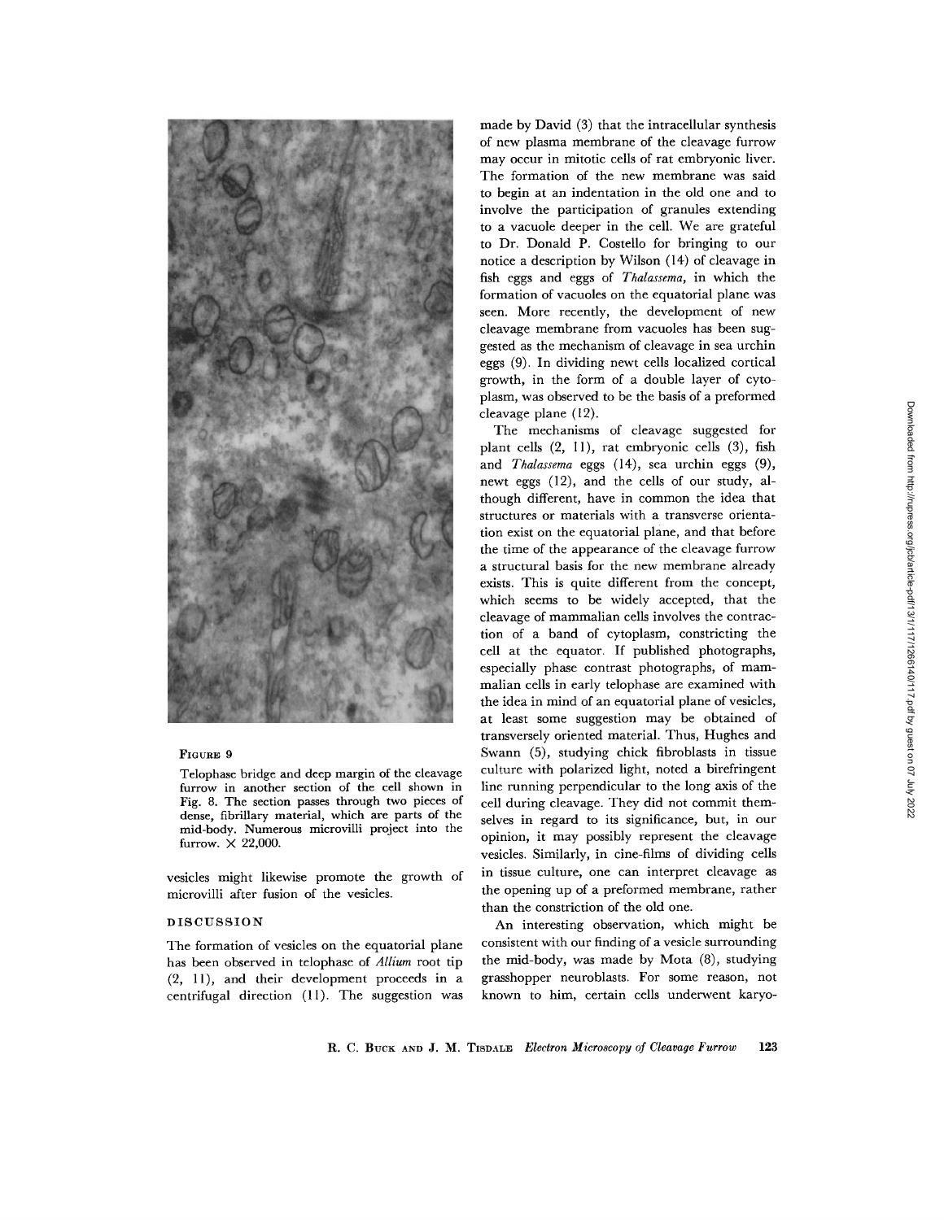FIGURE 9

Telophase bridge and deep margin of the cleavage furrow in another section of the cell shown in Fig. 8. The section passes through two pieces of dense, fibrillary material, which are parts of the mid-body. Numerous microvilli project into the furrow. × 22,000.

vesicles might likewise promote the growth of microvilli after fusion of the vesicles.

## DISCUSSION

The formation of vesicles on the equatorial plane has been observed in telophase of *Allium* root tip (2, 11), and their development proceeds in a centrifugal direction (11). The suggestion was made by David (3) that the intracellular synthesis of new plasma membrane of the cleavage furrow may occur in mitotic cells of rat embryonic liver. The formation of the new membrane was said to begin at an indentation in the old one and to involve the participation of granules extending to a vacuole deeper in the cell. We are grateful to Dr. Donald P. Costello for bringing to our notice a description by Wilson (14) of cleavage in fish eggs and eggs of *Thalassema*, in which the formation of vacuoles on the equatorial plane was seen. More recently, the development of new cleavage membrane from vacuoles has been suggested as the mechanism of cleavage in sea urchin eggs (9). In dividing newt cells localized cortical growth, in the form of a double layer of cytoplasm, was observed to be the basis of a preformed cleavage plane (12).

The mechanisms of cleavage suggested for plant cells (2, 11), rat embryonic cells (3), fish and *Thalassema* eggs (14), sea urchin eggs (9), newt eggs (12), and the cells of our study, although different, have in common the idea that structures or materials with a transverse orientation exist on the equatorial plane, and that before the time of the appearance of the cleavage furrow a structural basis for the new membrane already exists. This is quite different from the concept, which seems to be widely accepted, that the cleavage of mammalian cells involves the contraction of a band of cytoplasm, constricting the cell at the equator. If published photographs, especially phase contrast photographs, of mammalian cells in early telophase are examined with the idea in mind of an equatorial plane of vesicles, at least some suggestion may be obtained of transversely oriented material. Thus, Hughes and Swann (5), studying chick fibroblasts in tissue culture with polarized light, noted a birefringent line running perpendicular to the long axis of the cell during cleavage. They did not commit themselves in regard to its significance, but, in our opinion, it may possibly represent the cleavage vesicles. Similarly, in cine-films of dividing cells in tissue culture, one can interpret cleavage as the opening up of a preformed membrane, rather than the constriction of the old one.

An interesting observation, which might be consistent with our finding of a vesicle surrounding the mid-body, was made by Mota (8), studying grasshopper neuroblasts. For some reason, not known to him, certain cells underwent karyo-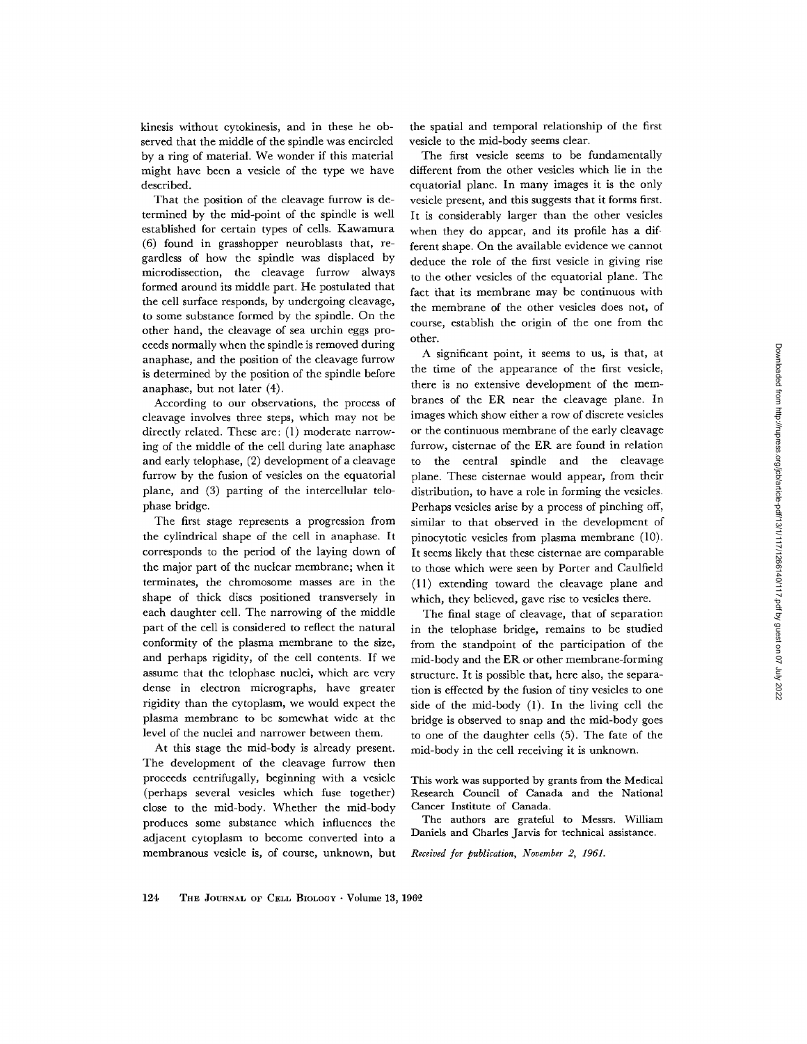kinesis without cytokinesis, and in these he observed that the middle of the spindle was encircled by a ring of material. We wonder if this material might have been a vesicle of the type we have described.

That the position of the cleavage furrow is determined by the mid-point of the spindle is well established for certain types of cells. Kawamura (6) found in grasshopper neuroblasts that, regardless of how the spindle was displaced by microdissection, the cleavage furrow always formed around its middle part. He postulated that the cell surface responds, by undergoing cleavage, to some substance formed by the spindle. On the other hand, the cleavage of sea urchin eggs proceeds normally when the spindle is removed during anaphase, and the position of the cleavage furrow is determined by the position of the spindle before anaphase, but not later (4).

According to our observations, the process of cleavage involves three steps, which may not be directly related. These are: (1) moderate narrowing of the middle of the cell during late anaphase and early telophase, (2) development of a cleavage furrow by the fusion of vesicles on the equatorial plane, and (3) parting of the intercellular telophase bridge.

The first stage represents a progression from the cylindrical shape of the cell in anaphase. It corresponds to the period of the laying down of the major part of the nuclear membrane; when it terminates, the chromosome masses are in the shape of thick discs positioned transversely in each daughter cell. The narrowing of the middle part of the cell is considered to reflect the natural conformity of the plasma membrane to the size, and perhaps rigidity, of the cell contents. If we assume that the telophase nuclei, which are very dense in electron micrographs, have greater rigidity than the cytoplasm, we would expect the plasma membrane to be somewhat wide at the level of the nuclei and narrower between them.

At this stage the mid-body is already present. The development of the cleavage furrow then proceeds centrifugally, beginning with a vesicle (perhaps several vesicles which fuse together) close to the mid-body. Whether the mid-body produces some substance which influences the adjacent cytoplasm to become converted into a membranous vesicle is, of course, unknown, but the spatial and temporal relationship of the first vesicle to the mid-body seems clear.

The first vesicle seems to be fundamentally different from the other vesicles which lie in the equatorial plane. In many images it is the only vesicle present, and this suggests that it forms first. It is considerably larger than the other vesicles when they do appear, and its profile has a different shape. On the available evidence we cannot deduce the role of the first vesicle in giving rise to the other vesicles of the equatorial plane. The fact that its membrane may be continuous with the membrane of the other vesicles does not, of course, establish the origin of the one from the other.

A significant point, it seems to us, is that, at the time of the appearance of the first vesicle, there is no extensive development of the membranes of the ER near the cleavage plane. In images which show either a row of discrete vesicles or the continuous membrane of the early cleavage furrow, cisternae of the ER are found in relation to the central spindle and the cleavage plane. These cisternae would appear, from their distribution, to have a role in forming the vesicles. Perhaps vesicles arise by a process of pinching off, similar to that observed in the development of pinocytotic vesicles from plasma membrane (10). It seems likely that these cisternae are comparable to those which were seen by Porter and Caulfield (11) extending toward the cleavage plane and which, they believed, gave rise to vesicles there.

The final stage of cleavage, that of separation in the telophase bridge, remains to be studied from the standpoint of the participation of the mid-body and the ER or other membrane-forming structure. It is possible that, here also, the separation is effected by the fusion of tiny vesicles to one side of the mid-body (1). In the living cell the bridge is observed to snap and the mid-body goes to one of the daughter cells (5). The fate of the mid-body in the cell receiving it is unknown.

This work was supported by grants from the Medical Research Council of Canada and the National Cancer Institute of Canada.

The authors are grateful to Messrs. William Daniels and Charles Jarvis for technical assistance.

*Received for publication, November 2, 1961.*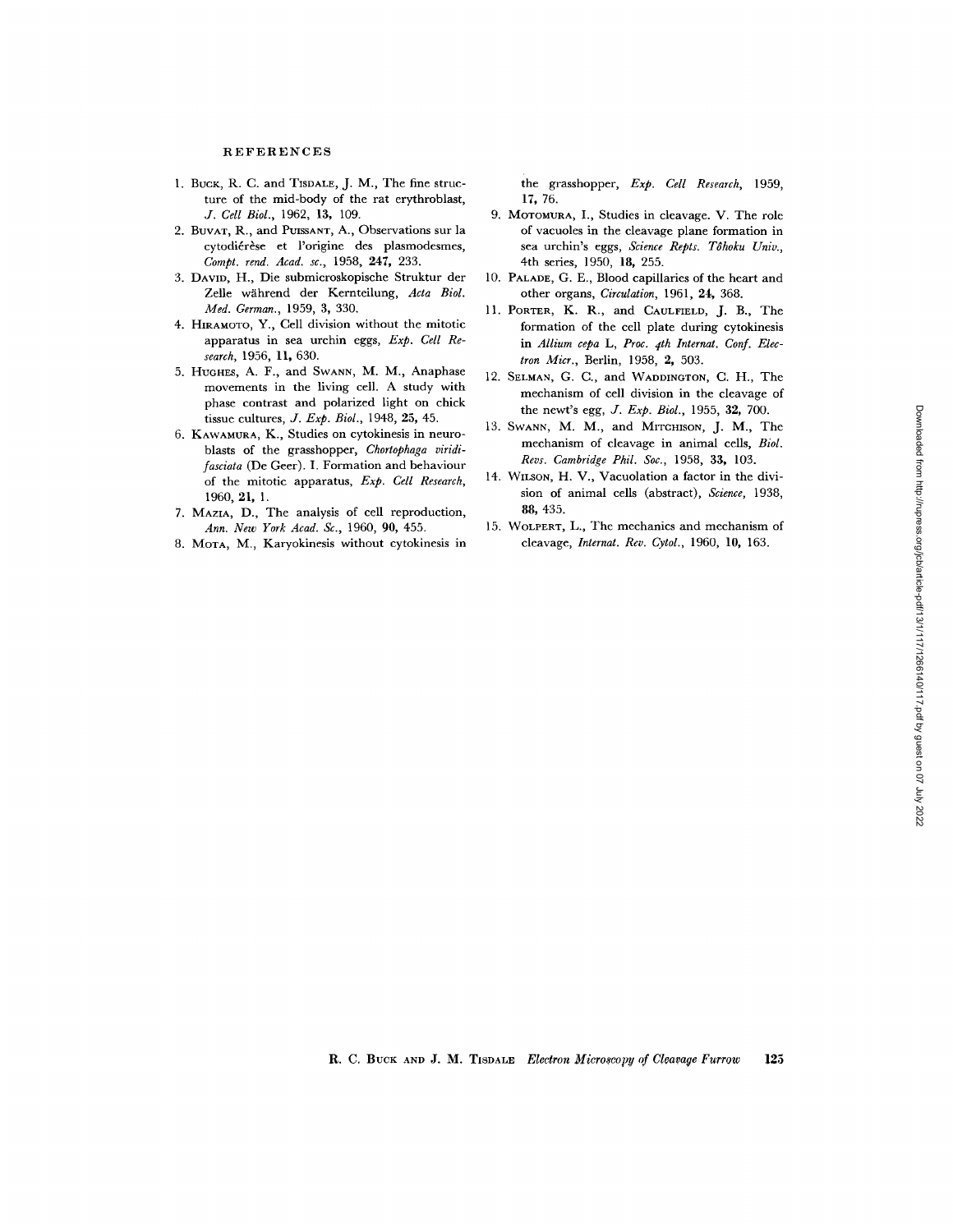## REFERENCES

1. BUCK, R. C. and TISDALE, J. M., The fine structure of the mid-body of the rat erythroblast, *J. Cell Biol.*, 1962, **13**, 109.
2. BUVAT, R., and PUISSANT, A., Observations sur la cytodiérèse et l'origine des plasmodesmes, *Compt. rend. Acad. sc.*, 1958, **247**, 233.
3. DAVID, H., Die submicroskopische Struktur der Zelle während der Kernteilung, *Acta Biol. Med. German.*, 1959, **3**, 330.
4. HIRAMOTO, Y., Cell division without the mitotic apparatus in sea urchin eggs, *Exp. Cell Research*, 1956, **11**, 630.
5. HUGHES, A. F., and SWANN, M. M., Anaphase movements in the living cell. A study with phase contrast and polarized light on chick tissue cultures, *J. Exp. Biol.*, 1948, **25**, 45.
6. KAWAMURA, K., Studies on cytokinesis in neuroblasts of the grasshopper, *Chortophaga viridifasciata* (De Geer). I. Formation and behaviour of the mitotic apparatus, *Exp. Cell Research*, 1960, **21**, 1.
7. MAZIA, D., The analysis of cell reproduction, *Ann. New York Acad. Sc.*, 1960, **90**, 455.
8. MOTA, M., Karyokinesis without cytokinesis in the grasshopper, *Exp. Cell Research*, 1959, **17**, 76.
9. MOTOMURA, I., Studies in cleavage. V. The role of vacuoles in the cleavage plane formation in sea urchin's eggs, *Science Repts. Tôhoku Univ.*, 4th series, 1950, **18**, 255.
10. PALADE, G. E., Blood capillaries of the heart and other organs, *Circulation*, 1961, **24**, 368.
11. PORTER, K. R., and CAULFIELD, J. B., The formation of the cell plate during cytokinesis in *Allium cepa* L, *Proc. 4th Internat. Conf. Electron Micr.*, Berlin, 1958, **2**, 503.
12. SELMAN, G. C., and WADDINGTON, C. H., The mechanism of cell division in the cleavage of the newt's egg, *J. Exp. Biol.*, 1955, **32**, 700.
13. SWANN, M. M., and MITCHISON, J. M., The mechanism of cleavage in animal cells, *Biol. Revs. Cambridge Phil. Soc.*, 1958, **33**, 103.
14. WILSON, H. V., Vacuolation a factor in the division of animal cells (abstract), *Science*, 1938, **88**, 435.
15. WOLPERT, L., The mechanics and mechanism of cleavage, *Internat. Rev. Cytol.*, 1960, **10**, 163.